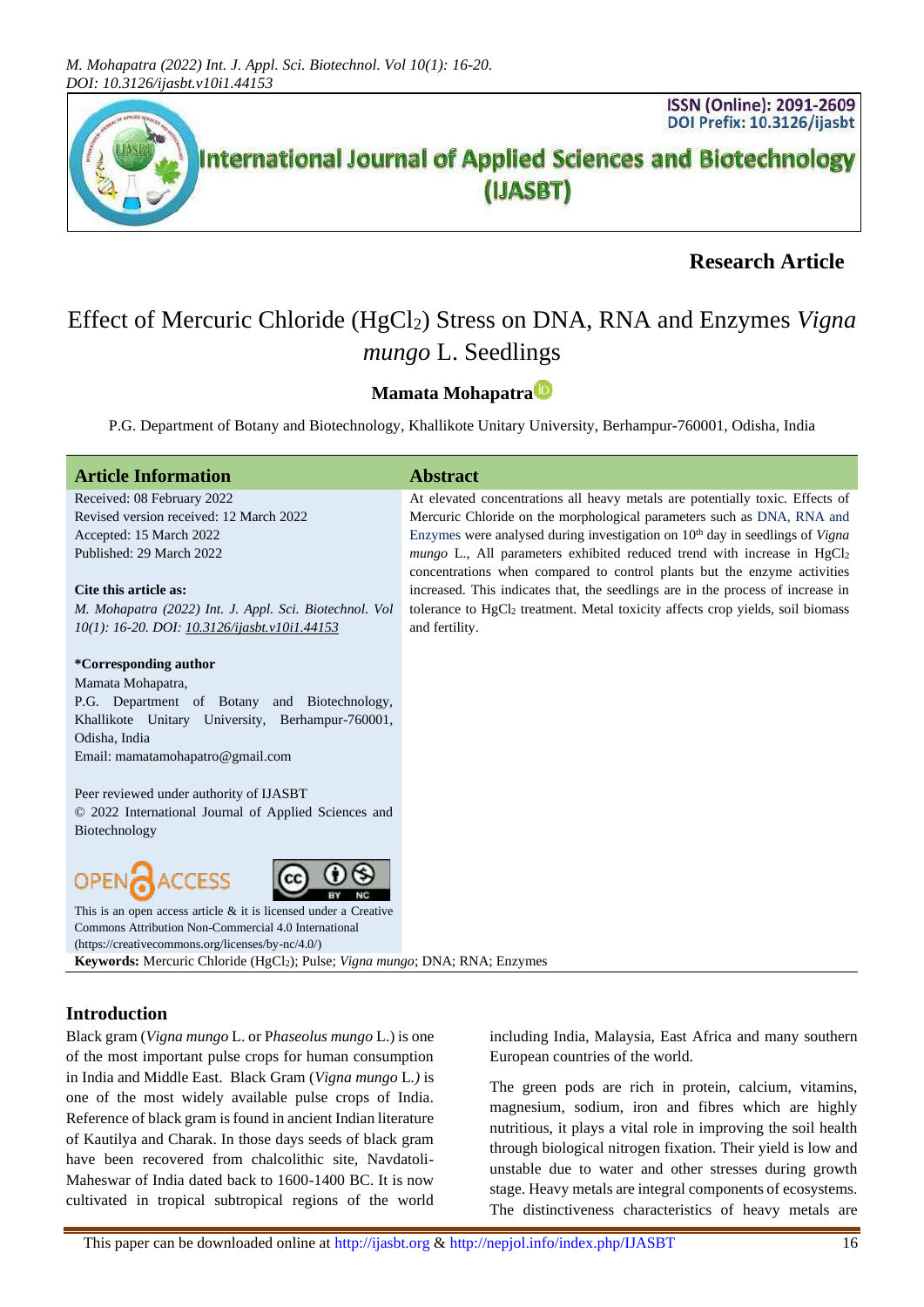Research Article

# Effect of Mercuric Chloride ($HgCl_2$) Stress on DNA, RNA and Enzymes *Vigna mungo* L. Seedlings

**Mamata Mohapatra**

P.G. Department of Botany and Biotechnology, Khallikote Unitary University, Berhampur-760001, Odisha, India

## Article Information

Received: 08 February 2022
Revised version received: 12 March 2022
Accepted: 15 March 2022
Published: 29 March 2022

**Cite this article as:**
*M. Mohapatra (2022) Int. J. Appl. Sci. Biotechnol. Vol 10(1): 16-20. DOI: 10.3126/ijasbt.v10i1.44153*

**\*Corresponding author**
Mamata Mohapatra,
P.G. Department of Botany and Biotechnology, Khallikote Unitary University, Berhampur-760001, Odisha, India
Email: mamatamohapatro@gmail.com

Peer reviewed under authority of IJASBT
© 2022 International Journal of Applied Sciences and Biotechnology

This is an open access article & it is licensed under a Creative Commons Attribution Non-Commercial 4.0 International (https://creativecommons.org/licenses/by-nc/4.0/)

## Abstract

At elevated concentrations all heavy metals are potentially toxic. Effects of Mercuric Chloride on the morphological parameters such as DNA, RNA and Enzymes were analysed during investigation on 10th day in seedlings of *Vigna mungo* L., All parameters exhibited reduced trend with increase in $HgCl_2$ concentrations when compared to control plants but the enzyme activities increased. This indicates that, the seedlings are in the process of increase in tolerance to $HgCl_2$ treatment. Metal toxicity affects crop yields, soil biomass and fertility.

**Keywords:** Mercuric Chloride ($HgCl_2$); Pulse; *Vigna mungo*; DNA; RNA; Enzymes

## Introduction

Black gram (*Vigna mungo* L. or P*haseolus mungo* L.) is one of the most important pulse crops for human consumption in India and Middle East. Black Gram (*Vigna mungo* L.) is one of the most widely available pulse crops of India. Reference of black gram is found in ancient Indian literature of Kautilya and Charak. In those days seeds of black gram have been recovered from chalcolithic site, Navdatoli-Maheswar of India dated back to 1600-1400 BC. It is now cultivated in tropical subtropical regions of the world including India, Malaysia, East Africa and many southern European countries of the world.

The green pods are rich in protein, calcium, vitamins, magnesium, sodium, iron and fibres which are highly nutritious, it plays a vital role in improving the soil health through biological nitrogen fixation. Their yield is low and unstable due to water and other stresses during growth stage. Heavy metals are integral components of ecosystems. The distinctiveness characteristics of heavy metals are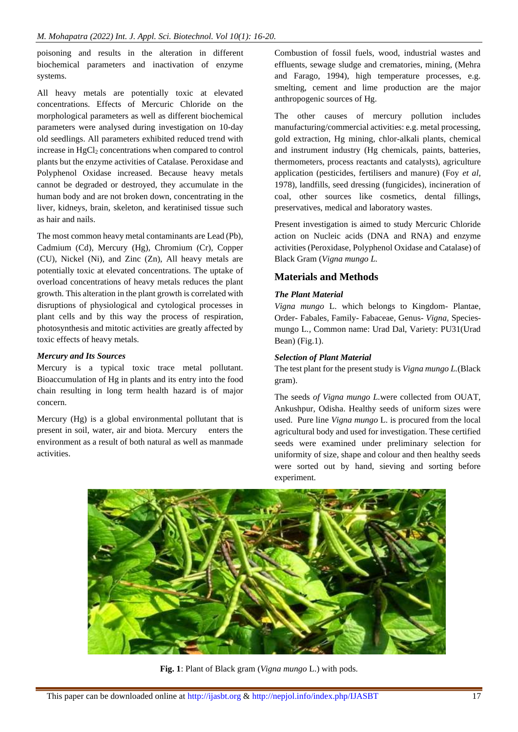poisoning and results in the alteration in different biochemical parameters and inactivation of enzyme systems.

All heavy metals are potentially toxic at elevated concentrations. Effects of Mercuric Chloride on the morphological parameters as well as different biochemical parameters were analysed during investigation on 10-day old seedlings. All parameters exhibited reduced trend with increase in $HgCl_2$ concentrations when compared to control plants but the enzyme activities of Catalase. Peroxidase and Polyphenol Oxidase increased. Because heavy metals cannot be degraded or destroyed, they accumulate in the human body and are not broken down, concentrating in the liver, kidneys, brain, skeleton, and keratinised tissue such as hair and nails.

The most common heavy metal contaminants are Lead (Pb), Cadmium (Cd), Mercury (Hg), Chromium (Cr), Copper (CU), Nickel (Ni), and Zinc (Zn), All heavy metals are potentially toxic at elevated concentrations. The uptake of overload concentrations of heavy metals reduces the plant growth. This alteration in the plant growth is correlated with disruptions of physiological and cytological processes in plant cells and by this way the process of respiration, photosynthesis and mitotic activities are greatly affected by toxic effects of heavy metals.

### *Mercury and Its Sources*

Mercury is a typical toxic trace metal pollutant. Bioaccumulation of Hg in plants and its entry into the food chain resulting in long term health hazard is of major concern.

Mercury (Hg) is a global environmental pollutant that is present in soil, water, air and biota. Mercury enters the environment as a result of both natural as well as manmade activities.

Combustion of fossil fuels, wood, industrial wastes and effluents, sewage sludge and crematories, mining, (Mehra and Farago, 1994), high temperature processes, e.g. smelting, cement and lime production are the major anthropogenic sources of Hg.

The other causes of mercury pollution includes manufacturing/commercial activities: e.g. metal processing, gold extraction, Hg mining, chlor-alkali plants, chemical and instrument industry (Hg chemicals, paints, batteries, thermometers, process reactants and catalysts), agriculture application (pesticides, fertilisers and manure) (Foy *et al,* 1978), landfills, seed dressing (fungicides), incineration of coal, other sources like cosmetics, dental fillings, preservatives, medical and laboratory wastes.

Present investigation is aimed to study Mercuric Chloride action on Nucleic acids (DNA and RNA) and enzyme activities (Peroxidase, Polyphenol Oxidase and Catalase) of Black Gram (*Vigna mungo L.*

## Materials and Methods

### *The Plant Material*

*Vigna mungo* L. which belongs to Kingdom- Plantae, Order- Fabales, Family- Fabaceae, Genus- *Vigna*, Species- mungo L., Common name: Urad Dal, Variety: PU31(Urad Bean) (Fig.1).

### *Selection of Plant Material*

The test plant for the present study is *Vigna mungo L.*(Black gram).

The seeds *of Vigna mungo L.*were collected from OUAT, Ankushpur, Odisha. Healthy seeds of uniform sizes were used. Pure line *Vigna mungo* L. is procured from the local agricultural body and used for investigation. These certified seeds were examined under preliminary selection for uniformity of size, shape and colour and then healthy seeds were sorted out by hand, sieving and sorting before experiment.

**Fig. 1**: Plant of Black gram (*Vigna mungo* L.) with pods.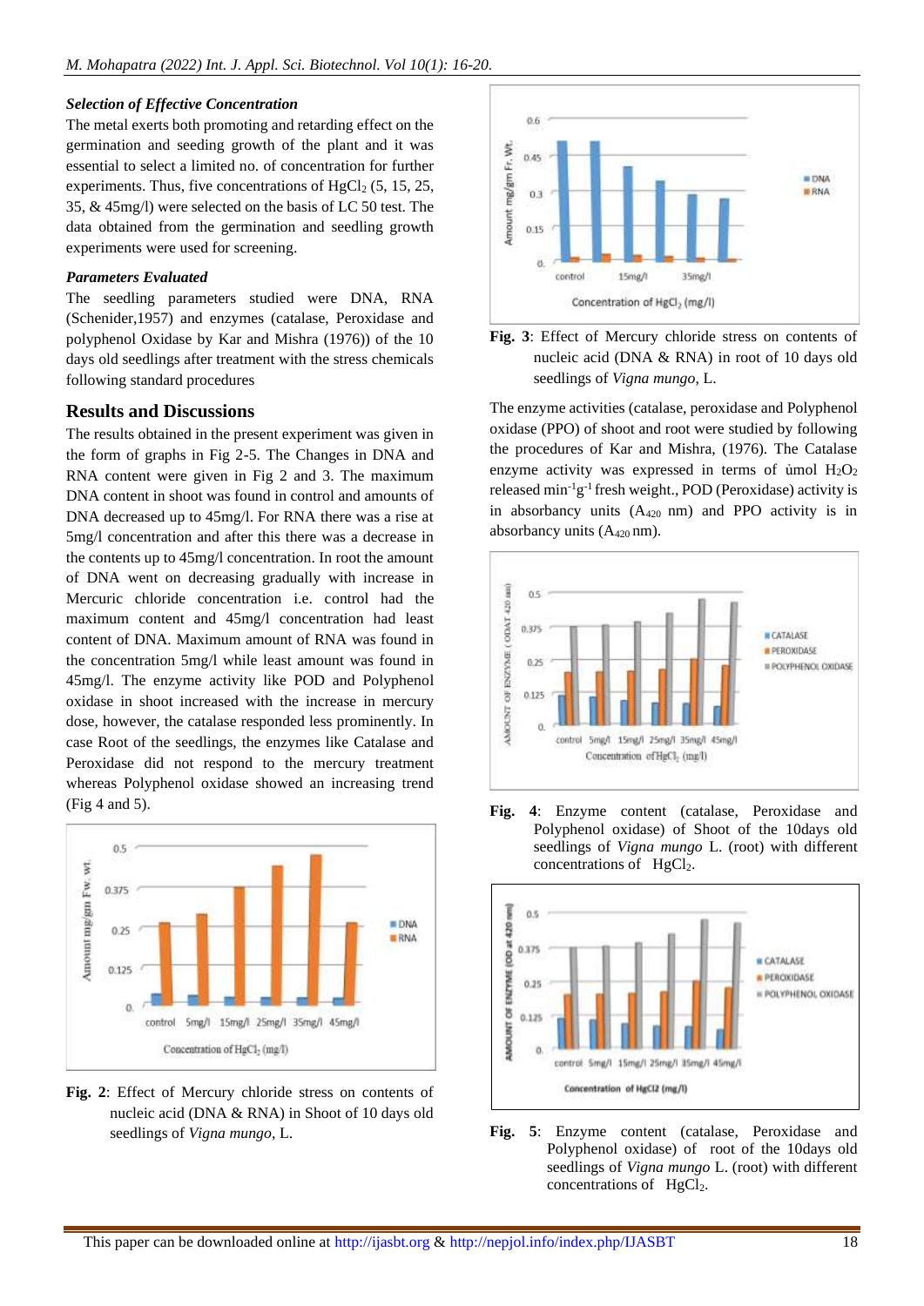### *Selection of Effective Concentration*

The metal exerts both promoting and retarding effect on the germination and seeding growth of the plant and it was essential to select a limited no. of concentration for further experiments. Thus, five concentrations of $HgCl_2$ (5, 15, 25, 35, & 45mg/l) were selected on the basis of LC 50 test. The data obtained from the germination and seedling growth experiments were used for screening.

### *Parameters Evaluated*

The seedling parameters studied were DNA, RNA (Schenider,1957) and enzymes (catalase, Peroxidase and polyphenol Oxidase by Kar and Mishra (1976)) of the 10 days old seedlings after treatment with the stress chemicals following standard procedures

## Results and Discussions

The results obtained in the present experiment was given in the form of graphs in Fig 2-5. The Changes in DNA and RNA content were given in Fig 2 and 3. The maximum DNA content in shoot was found in control and amounts of DNA decreased up to 45mg/l. For RNA there was a rise at 5mg/l concentration and after this there was a decrease in the contents up to 45mg/l concentration. In root the amount of DNA went on decreasing gradually with increase in Mercuric chloride concentration i.e. control had the maximum content and 45mg/l concentration had least content of DNA. Maximum amount of RNA was found in the concentration 5mg/l while least amount was found in 45mg/l. The enzyme activity like POD and Polyphenol oxidase in shoot increased with the increase in mercury dose, however, the catalase responded less prominently. In case Root of the seedlings, the enzymes like Catalase and Peroxidase did not respond to the mercury treatment whereas Polyphenol oxidase showed an increasing trend (Fig 4 and 5).

**Fig. 2**: Effect of Mercury chloride stress on contents of nucleic acid (DNA & RNA) in Shoot of 10 days old seedlings of *Vigna mungo*, L.

**Fig. 3**: Effect of Mercury chloride stress on contents of nucleic acid (DNA & RNA) in root of 10 days old seedlings of *Vigna mungo*, L.

The enzyme activities (catalase, peroxidase and Polyphenol oxidase (PPO) of shoot and root were studied by following the procedures of Kar and Mishra, (1976). The Catalase enzyme activity was expressed in terms of ủmol $H_2O_2$ released $min^{-1}g^{-1}$ fresh weight., POD (Peroxidase) activity is in absorbancy units ($A_{420}$ nm) and PPO activity is in absorbancy units ($A_{420}$ nm).

**Fig. 4**: Enzyme content (catalase, Peroxidase and Polyphenol oxidase) of Shoot of the 10days old seedlings of *Vigna mungo* L. (root) with different concentrations of $HgCl_2$.

**Fig. 5**: Enzyme content (catalase, Peroxidase and Polyphenol oxidase) of root of the 10days old seedlings of *Vigna mungo* L. (root) with different concentrations of $HgCl_2$.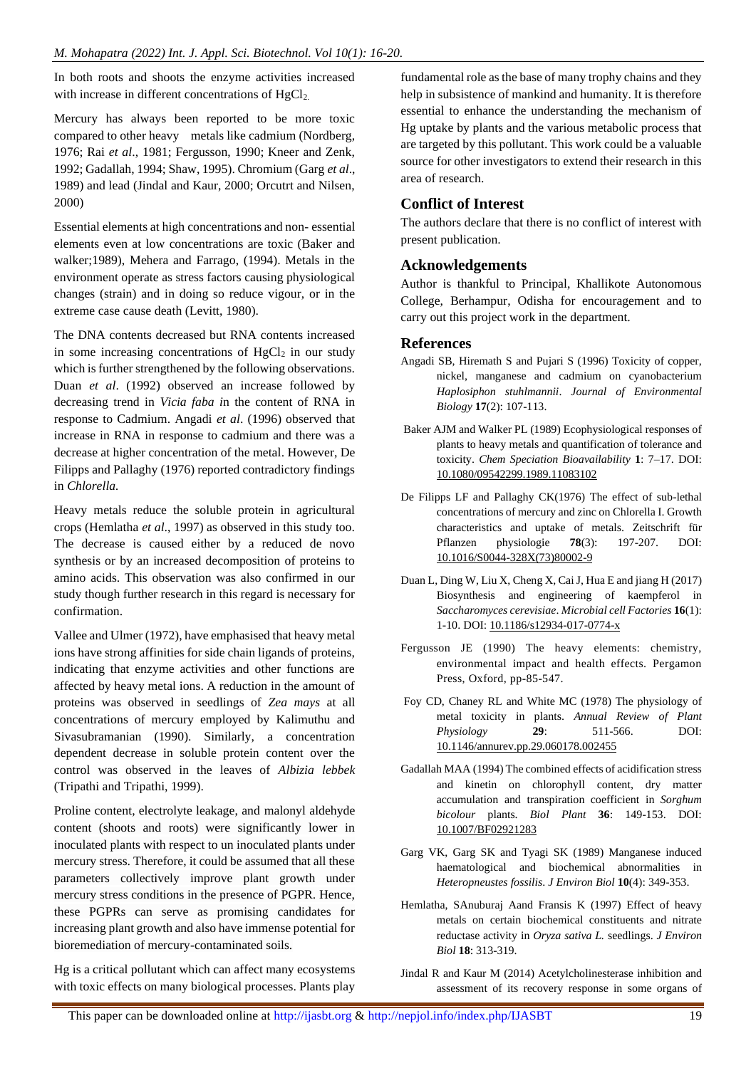In both roots and shoots the enzyme activities increased with increase in different concentrations of $HgCl_2$.

Mercury has always been reported to be more toxic compared to other heavy metals like cadmium (Nordberg, 1976; Rai *et al*., 1981; Fergusson, 1990; Kneer and Zenk, 1992; Gadallah, 1994; Shaw, 1995). Chromium (Garg *et al*., 1989) and lead (Jindal and Kaur, 2000; Orcutrt and Nilsen, 2000)

Essential elements at high concentrations and non- essential elements even at low concentrations are toxic (Baker and walker;1989), Mehera and Farrago, (1994). Metals in the environment operate as stress factors causing physiological changes (strain) and in doing so reduce vigour, or in the extreme case cause death (Levitt, 1980).

The DNA contents decreased but RNA contents increased in some increasing concentrations of $HgCl_2$ in our study which is further strengthened by the following observations. Duan *et al*. (1992) observed an increase followed by decreasing trend in *Vicia faba i*n the content of RNA in response to Cadmium. Angadi *et al*. (1996) observed that increase in RNA in response to cadmium and there was a decrease at higher concentration of the metal. However, De Filipps and Pallaghy (1976) reported contradictory findings in *Chlorella.*

Heavy metals reduce the soluble protein in agricultural crops (Hemlatha *et al*., 1997) as observed in this study too. The decrease is caused either by a reduced de novo synthesis or by an increased decomposition of proteins to amino acids. This observation was also confirmed in our study though further research in this regard is necessary for confirmation.

Vallee and Ulmer (1972), have emphasised that heavy metal ions have strong affinities for side chain ligands of proteins, indicating that enzyme activities and other functions are affected by heavy metal ions. A reduction in the amount of proteins was observed in seedlings of *Zea mays* at all concentrations of mercury employed by Kalimuthu and Sivasubramanian (1990). Similarly, a concentration dependent decrease in soluble protein content over the control was observed in the leaves of *Albizia lebbek* (Tripathi and Tripathi, 1999).

Proline content, electrolyte leakage, and malonyl aldehyde content (shoots and roots) were significantly lower in inoculated plants with respect to un inoculated plants under mercury stress. Therefore, it could be assumed that all these parameters collectively improve plant growth under mercury stress conditions in the presence of PGPR. Hence, these PGPRs can serve as promising candidates for increasing plant growth and also have immense potential for bioremediation of mercury-contaminated soils.

Hg is a critical pollutant which can affect many ecosystems with toxic effects on many biological processes. Plants play fundamental role as the base of many trophy chains and they help in subsistence of mankind and humanity. It is therefore essential to enhance the understanding the mechanism of Hg uptake by plants and the various metabolic process that are targeted by this pollutant. This work could be a valuable source for other investigators to extend their research in this area of research.

## Conflict of Interest

The authors declare that there is no conflict of interest with present publication.

## Acknowledgements

Author is thankful to Principal, Khallikote Autonomous College, Berhampur, Odisha for encouragement and to carry out this project work in the department.

## References

Angadi SB, Hiremath S and Pujari S (1996) Toxicity of copper, nickel, manganese and cadmium on cyanobacterium *Haplosiphon stuhlmannii*. *Journal of Environmental Biology* **17**(2): 107-113.

Baker AJM and Walker PL (1989) Ecophysiological responses of plants to heavy metals and quantification of tolerance and toxicity. *Chem Speciation Bioavailability* **1**: 7–17. DOI: 10.1080/09542299.1989.11083102

De Filipps LF and Pallaghy CK(1976) The effect of sub-lethal concentrations of mercury and zinc on Chlorella I. Growth characteristics and uptake of metals. Zeitschrift für Pflanzen physiologie **78**(3): 197-207. DOI: 10.1016/S0044-328X(73)80002-9

Duan L, Ding W, Liu X, Cheng X, Cai J, Hua E and jiang H (2017) Biosynthesis and engineering of kaempferol in *Saccharomyces cerevisiae*. *Microbial cell Factories* **16**(1): 1-10. DOI: 10.1186/s12934-017-0774-x

Fergusson JE (1990) The heavy elements: chemistry, environmental impact and health effects. Pergamon Press, Oxford, pp-85-547.

Foy CD, Chaney RL and White MC (1978) The physiology of metal toxicity in plants. *Annual Review of Plant Physiology* **29**: 511-566. DOI: 10.1146/annurev.pp.29.060178.002455

Gadallah MAA (1994) The combined effects of acidification stress and kinetin on chlorophyll content, dry matter accumulation and transpiration coefficient in *Sorghum bicolour* plants. *Biol Plant* **36**: 149-153. DOI: 10.1007/BF02921283

Garg VK, Garg SK and Tyagi SK (1989) Manganese induced haematological and biochemical abnormalities in *Heteropneustes fossilis*. *J Environ Biol* **10**(4): 349-353.

Hemlatha, SAnuburaj Aand Fransis K (1997) Effect of heavy metals on certain biochemical constituents and nitrate reductase activity in *Oryza sativa L.* seedlings. *J Environ Biol* **18**: 313-319.

Jindal R and Kaur M (2014) Acetylcholinesterase inhibition and assessment of its recovery response in some organs of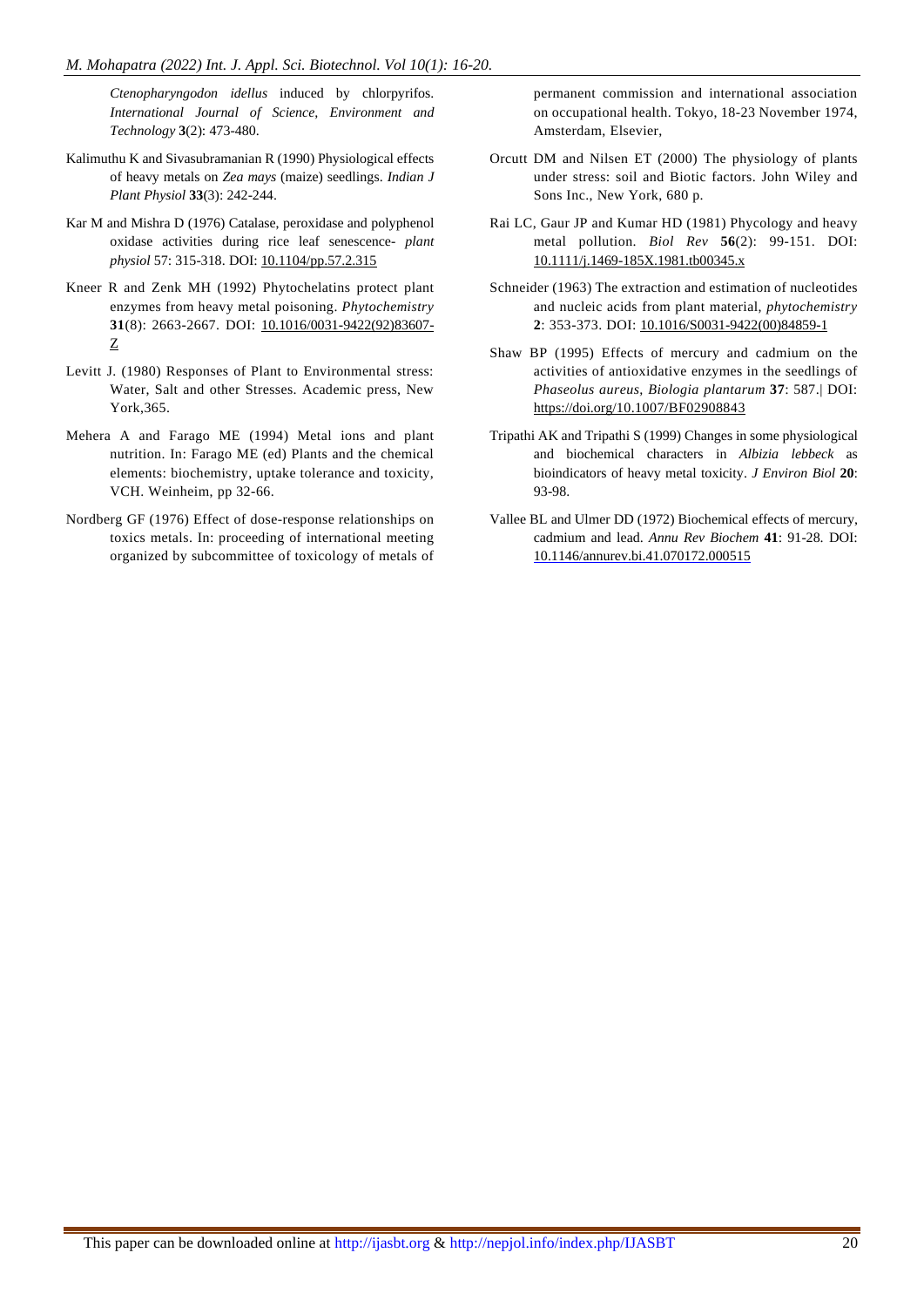*Ctenopharyngodon idellus* induced by chlorpyrifos. *International Journal of Science, Environment and Technology* **3**(2): 473-480.

Kalimuthu K and Sivasubramanian R (1990) Physiological effects of heavy metals on *Zea mays* (maize) seedlings. *Indian J Plant Physiol* **33**(3): 242-244.

Kar M and Mishra D (1976) Catalase, peroxidase and polyphenol oxidase activities during rice leaf senescence- *plant physiol* 57: 315-318. DOI: 10.1104/pp.57.2.315

Kneer R and Zenk MH (1992) Phytochelatins protect plant enzymes from heavy metal poisoning. *Phytochemistry* **31**(8): 2663-2667. DOI: 10.1016/0031-9422(92)83607-Z

Levitt J. (1980) Responses of Plant to Environmental stress: Water, Salt and other Stresses. Academic press, New York,365.

Mehera A and Farago ME (1994) Metal ions and plant nutrition. In: Farago ME (ed) Plants and the chemical elements: biochemistry, uptake tolerance and toxicity, VCH. Weinheim, pp 32-66.

Nordberg GF (1976) Effect of dose-response relationships on toxics metals. In: proceeding of international meeting organized by subcommittee of toxicology of metals of permanent commission and international association on occupational health. Tokyo, 18-23 November 1974, Amsterdam, Elsevier,

Orcutt DM and Nilsen ET (2000) The physiology of plants under stress: soil and Biotic factors. John Wiley and Sons Inc., New York, 680 p.

Rai LC, Gaur JP and Kumar HD (1981) Phycology and heavy metal pollution. *Biol Rev* **56**(2): 99-151. DOI: 10.1111/j.1469-185X.1981.tb00345.x

Schneider (1963) The extraction and estimation of nucleotides and nucleic acids from plant material, *phytochemistry* **2**: 353-373. DOI: 10.1016/S0031-9422(00)84859-1

Shaw BP (1995) Effects of mercury and cadmium on the activities of antioxidative enzymes in the seedlings of *Phaseolus aureus*, *Biologia plantarum* **37**: 587.| DOI: https://doi.org/10.1007/BF02908843

Tripathi AK and Tripathi S (1999) Changes in some physiological and biochemical characters in *Albizia lebbeck* as bioindicators of heavy metal toxicity. *J Environ Biol* **20**: 93-98.

Vallee BL and Ulmer DD (1972) Biochemical effects of mercury, cadmium and lead. *Annu Rev Biochem* **41**: 91-28. DOI: 10.1146/annurev.bi.41.070172.000515